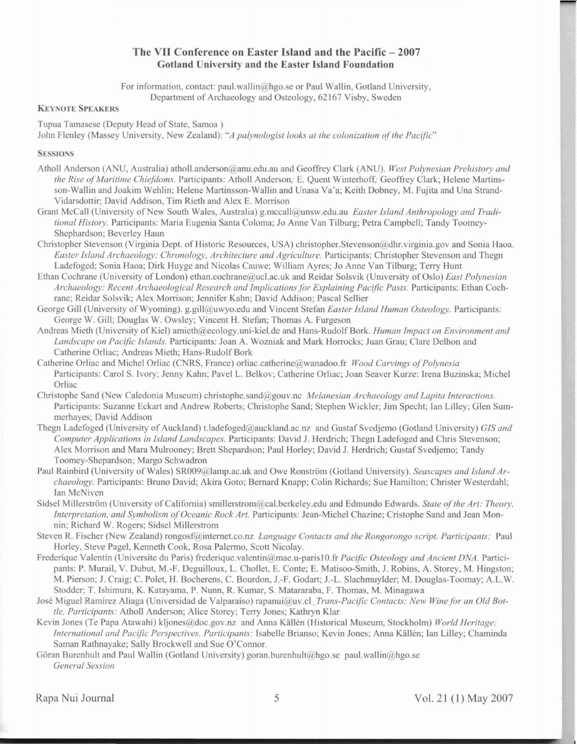# The VII Conference on Easter Island and the Pacific – 2007
## Gotland University and the Easter Island Foundation

For information, contact: paul.wallin@hgo.se or Paul Wallin, Gotland University, Department of Archaeology and Osteology, 62167 Visby, Sweden

### Keynote Speakers

Tupua Tamasese (Deputy Head of State, Samoa )
John Flenley (Massey University, New Zealand): "*A palynologist looks at the colonization of the Pacific*"

### Sessions

Atholl Anderson (ANU, Australia) atholl.anderson@anu.edu.au and Geoffrey Clark (ANU). *West Polynesian Prehistory and the Rise of Maritime Chiefdoms.* Participants: Atholl Anderson; E. Quent Winterhoff; Geoffrey Clark; Helene Martinsson-Wallin and Joakim Wehlin; Helene Martinsson-Wallin and Unasa Va'a; Keith Dobney, M. Fujita and Una Strand-Vidarsdottir; David Addison, Tim Rieth and Alex E. Morrison

Grant McCall (University of New South Wales, Australia) g.mccall@unsw.edu.au *Easter Island Anthropology and Traditional History.* Participants: Maria Eugenia Santa Coloma; Jo Anne Van Tilburg; Petra Campbell; Tandy Toomey-Shephardson; Beverley Haun

Christopher Stevenson (Virginia Dept. of Historic Resources, USA) christopher.Stevenson@dhr.virginia.gov and Sonia Haoa. *Easter Island Archaeology: Chronology, Architecture and Agriculture.* Participants: Christopher Stevenson and Thegn Ladefoged; Sonia Haoa; Dirk Huyge and Nicolas Cauwe; William Ayres; Jo Anne Van Tilburg; Terry Hunt

Ethan Cochrane (University of London) ethan.cochrane@ucl.ac.uk and Reidar Solsvik (University of Oslo) *East Polynesian Archaeology: Recent Archaeological Research and Implications for Explaining Pacific Pasts.* Participants: Ethan Cochrane; Reidar Solsvik; Alex Morrison; Jennifer Kahn; David Addison; Pascal Sellier

George Gill (University of Wyoming). g.gill@uwyo.edu and Vincent Stefan *Easter Island Human Osteology.* Participants: George W. Gill; Douglas W. Owsley; Vincent H. Stefan; Thomas A. Furgeson

Andreas Mieth (University of Kiel) amieth@ecology.uni-kiel.de and Hans-Rudolf Bork. *Human Impact on Environment and Landscape on Pacific Islands.* Participants: Joan A. Wozniak and Mark Horrocks; Juan Grau; Clare Delhon and Catherine Orliac; Andreas Mieth; Hans-Rudolf Bork

Catherine Orliac and Michel Orliac (CNRS, France) orliac.catherine@wanadoo.fr *Wood Carvings of Polynesia* Participants: Carol S. Ivory; Jenny Kahn; Pavel L. Belkov; Catherine Orliac; Joan Seaver Kurze: Irena Buzinska; Michel Orliac

Christophe Sand (New Caledonia Museum) christophe.sand@gouv.nc *Melanesian Archaeology and Lapita Interactions.* Participants: Suzanne Eckart and Andrew Roberts; Christophe Sand; Stephen Wickler; Jim Specht; Ian Lilley; Glen Summerhayes; David Addison

Thegn Ladefoged (University of Auckland) t.ladefoged@auckland.ac.nz and Gustaf Svedjemo (Gotland University) *GIS and Computer Applications in Island Landscapes.* Participants: David J. Herdrich; Thegn Ladefoged and Chris Stevenson; Alex Morrison and Mara Mulrooney; Brett Shepardson; Paul Horley; David J. Herdrich; Gustaf Svedjemo; Tandy Toomey-Shepardson; Margo Schwadron

Paul Rainbird (University of Wales) SR009@lamp.ac.uk and Owe Ronström (Gotland University). *Seascapes and Island Archaeology.* Participants: Bruno David; Akira Goto; Bernard Knapp; Colin Richards; Sue Hamilton; Christer Westerdahl; Ian McNiven

Sidsel Millerström (University of California) smillerstrom@cal.berkeley.edu and Edmundo Edwards. *State of the Art: Theory, Interpretation, and Symbolism of Oceanic Rock Art.* Participants: Jean-Michel Chazine; Cristophe Sand and Jean Monnin; Richard W. Rogers; Sidsel Millerstrom

Steven R. Fischer (New Zealand) rongosf@internet.co.nz *Language Contacts and the Rongorongo script. Participants:* Paul Horley, Steve Pagel, Kenneth Cook, Rosa Palermo, Scott Nicolay.

Frederique Valentin (Universite du Paris) frederique.valentin@mae.u-paris10.fr *Pacific Osteology and Ancient DNA.* Participants: P. Murail, V. Dubut, M.-F. Deguilloux, L. Chollet, E. Conte; E. Matisoo-Smith, J. Robins, A. Storey, M. Hingston; M. Pierson; J. Craig; C. Polet, H. Bocherens, C. Bourdon, J.-F. Godart; J.-L. Slachmuylder; M. Douglas-Toomay; A.L.W. Stodder; T. Ishimura, K. Katayama, P. Nunn, R. Kumar, S. Matararaba, F. Thomas, M. Minagawa

José Miguel Ramírez Aliaga (Universidad de Valparaíso) rapanui@uv.cl *Trans-Pacific Contacts: New Wine for an Old Bottle. Participants:* Atholl Anderson; Alice Storey; Terry Jones; Kathryn Klar

Kevin Jones (Te Papa Atawahi) kljones@doc.govt.nz and Anna Källén (Historical Museum, Stockholm) *World Heritage: International and Pacific Perspectives. Participants:* Isabelle Brianso; Kevin Jones; Anna Källén; Ian Lilley; Chaminda Saman Rathnayake; Sally Brockwell and Sue O'Connor.

Göran Burenhult and Paul Wallin (Gotland University) goran.burenhult@hgo.se paul.wallin@hgo.se
*General Session*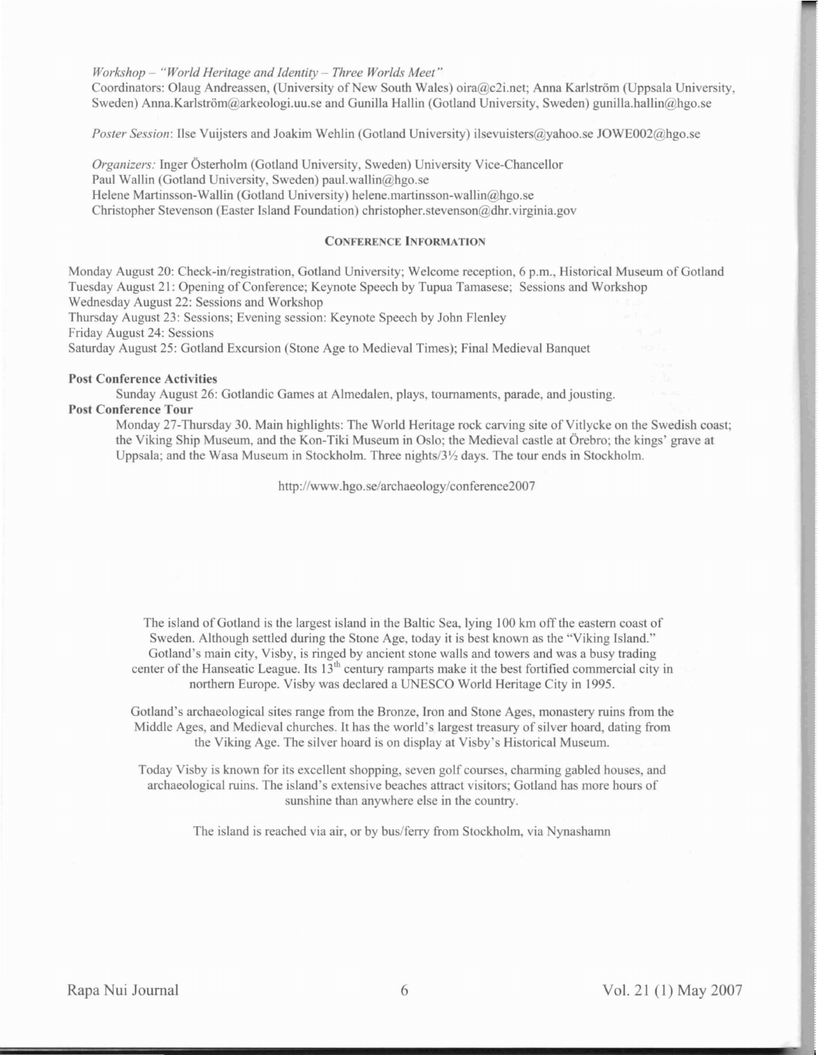*Workshop – "World Heritage and Identity – Three Worlds Meet"*
Coordinators: Olaug Andreassen, (University of New South Wales) oira@c2i.net; Anna Karlström (Uppsala University, Sweden) Anna.Karlström@arkeologi.uu.se and Gunilla Hallin (Gotland University, Sweden) gunilla.hallin@hgo.se

*Poster Session*: Ilse Vuijsters and Joakim Wehlin (Gotland University) ilsevuisters@yahoo.se JOWE002@hgo.se

*Organizers:* Inger Österholm (Gotland University, Sweden) University Vice-Chancellor
Paul Wallin (Gotland University, Sweden) paul.wallin@hgo.se
Helene Martinsson-Wallin (Gotland University) helene.martinsson-wallin@hgo.se
Christopher Stevenson (Easter Island Foundation) christopher.stevenson@dhr.virginia.gov

## Conference Information

Monday August 20: Check-in/registration, Gotland University; Welcome reception, 6 p.m., Historical Museum of Gotland
Tuesday August 21: Opening of Conference; Keynote Speech by Tupua Tamasese; Sessions and Workshop
Wednesday August 22: Sessions and Workshop
Thursday August 23: Sessions; Evening session: Keynote Speech by John Flenley
Friday August 24: Sessions
Saturday August 25: Gotland Excursion (Stone Age to Medieval Times); Final Medieval Banquet

**Post Conference Activities**

Sunday August 26: Gotlandic Games at Almedalen, plays, tournaments, parade, and jousting.

**Post Conference Tour**

Monday 27-Thursday 30. Main highlights: The World Heritage rock carving site of Vitlycke on the Swedish coast; the Viking Ship Museum, and the Kon-Tiki Museum in Oslo; the Medieval castle at Örebro; the kings' grave at Uppsala; and the Wasa Museum in Stockholm. Three nights/3½ days. The tour ends in Stockholm.

http://www.hgo.se/archaeology/conference2007

The island of Gotland is the largest island in the Baltic Sea, lying 100 km off the eastern coast of Sweden. Although settled during the Stone Age, today it is best known as the "Viking Island." Gotland's main city, Visby, is ringed by ancient stone walls and towers and was a busy trading center of the Hanseatic League. Its 13th century ramparts make it the best fortified commercial city in northern Europe. Visby was declared a UNESCO World Heritage City in 1995.

Gotland's archaeological sites range from the Bronze, Iron and Stone Ages, monastery ruins from the Middle Ages, and Medieval churches. It has the world's largest treasury of silver hoard, dating from the Viking Age. The silver hoard is on display at Visby's Historical Museum.

Today Visby is known for its excellent shopping, seven golf courses, charming gabled houses, and archaeological ruins. The island's extensive beaches attract visitors; Gotland has more hours of sunshine than anywhere else in the country.

The island is reached via air, or by bus/ferry from Stockholm, via Nynashamn